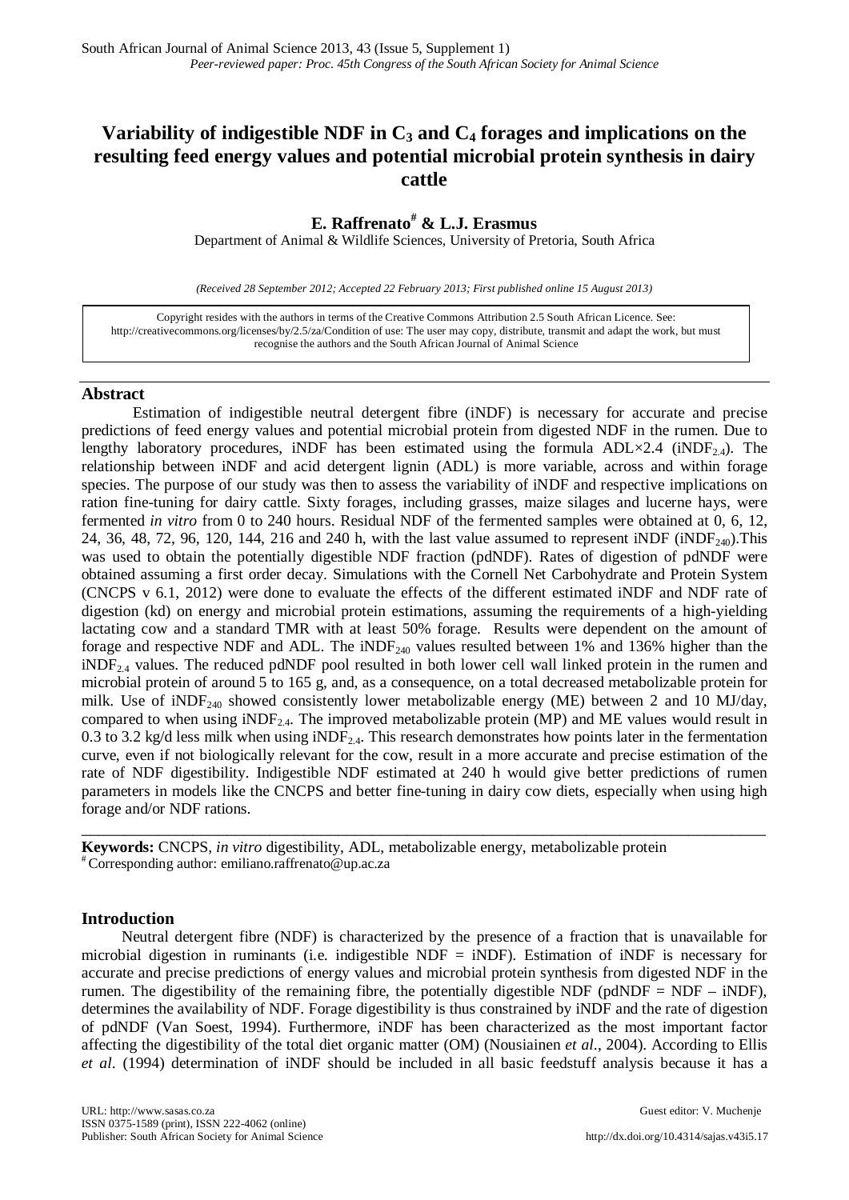# Variability of indigestible NDF in $C_3$ and $C_4$ forages and implications on the resulting feed energy values and potential microbial protein synthesis in dairy cattle

**E. Raffrenato[#] & L.J. Erasmus**

Department of Animal & Wildlife Sciences, University of Pretoria, South Africa

*(Received 28 September 2012; Accepted 22 February 2013; First published online 15 August 2013)*

Copyright resides with the authors in terms of the Creative Commons Attribution 2.5 South African Licence. See: http://creativecommons.org/licenses/by/2.5/za/Condition of use: The user may copy, distribute, transmit and adapt the work, but must recognise the authors and the South African Journal of Animal Science

## Abstract

Estimation of indigestible neutral detergent fibre (iNDF) is necessary for accurate and precise predictions of feed energy values and potential microbial protein from digested NDF in the rumen. Due to lengthy laboratory procedures, iNDF has been estimated using the formula ADL×2.4 ($iNDF_{2.4}$). The relationship between iNDF and acid detergent lignin (ADL) is more variable, across and within forage species. The purpose of our study was then to assess the variability of iNDF and respective implications on ration fine-tuning for dairy cattle. Sixty forages, including grasses, maize silages and lucerne hays, were fermented *in vitro* from 0 to 240 hours. Residual NDF of the fermented samples were obtained at 0, 6, 12, 24, 36, 48, 72, 96, 120, 144, 216 and 240 h, with the last value assumed to represent iNDF ($iNDF_{240}$).This was used to obtain the potentially digestible NDF fraction (pdNDF). Rates of digestion of pdNDF were obtained assuming a first order decay. Simulations with the Cornell Net Carbohydrate and Protein System (CNCPS v 6.1, 2012) were done to evaluate the effects of the different estimated iNDF and NDF rate of digestion (kd) on energy and microbial protein estimations, assuming the requirements of a high-yielding lactating cow and a standard TMR with at least 50% forage. Results were dependent on the amount of forage and respective NDF and ADL. The $iNDF_{240}$ values resulted between 1% and 136% higher than the $iNDF_{2.4}$ values. The reduced pdNDF pool resulted in both lower cell wall linked protein in the rumen and microbial protein of around 5 to 165 g, and, as a consequence, on a total decreased metabolizable protein for milk. Use of $iNDF_{240}$ showed consistently lower metabolizable energy (ME) between 2 and 10 MJ/day, compared to when using $iNDF_{2.4}$. The improved metabolizable protein (MP) and ME values would result in 0.3 to 3.2 kg/d less milk when using $iNDF_{2.4}$. This research demonstrates how points later in the fermentation curve, even if not biologically relevant for the cow, result in a more accurate and precise estimation of the rate of NDF digestibility. Indigestible NDF estimated at 240 h would give better predictions of rumen parameters in models like the CNCPS and better fine-tuning in dairy cow diets, especially when using high forage and/or NDF rations.

---

**Keywords:** CNCPS, *in vitro* digestibility, ADL, metabolizable energy, metabolizable protein

[#] Corresponding author: emiliano.raffrenato@up.ac.za

## Introduction

Neutral detergent fibre (NDF) is characterized by the presence of a fraction that is unavailable for microbial digestion in ruminants (i.e. indigestible NDF = iNDF). Estimation of iNDF is necessary for accurate and precise predictions of energy values and microbial protein synthesis from digested NDF in the rumen. The digestibility of the remaining fibre, the potentially digestible NDF (pdNDF = NDF – iNDF), determines the availability of NDF. Forage digestibility is thus constrained by iNDF and the rate of digestion of pdNDF (Van Soest, 1994). Furthermore, iNDF has been characterized as the most important factor affecting the digestibility of the total diet organic matter (OM) (Nousiainen *et al*., 2004). According to Ellis *et al*. (1994) determination of iNDF should be included in all basic feedstuff analysis because it has a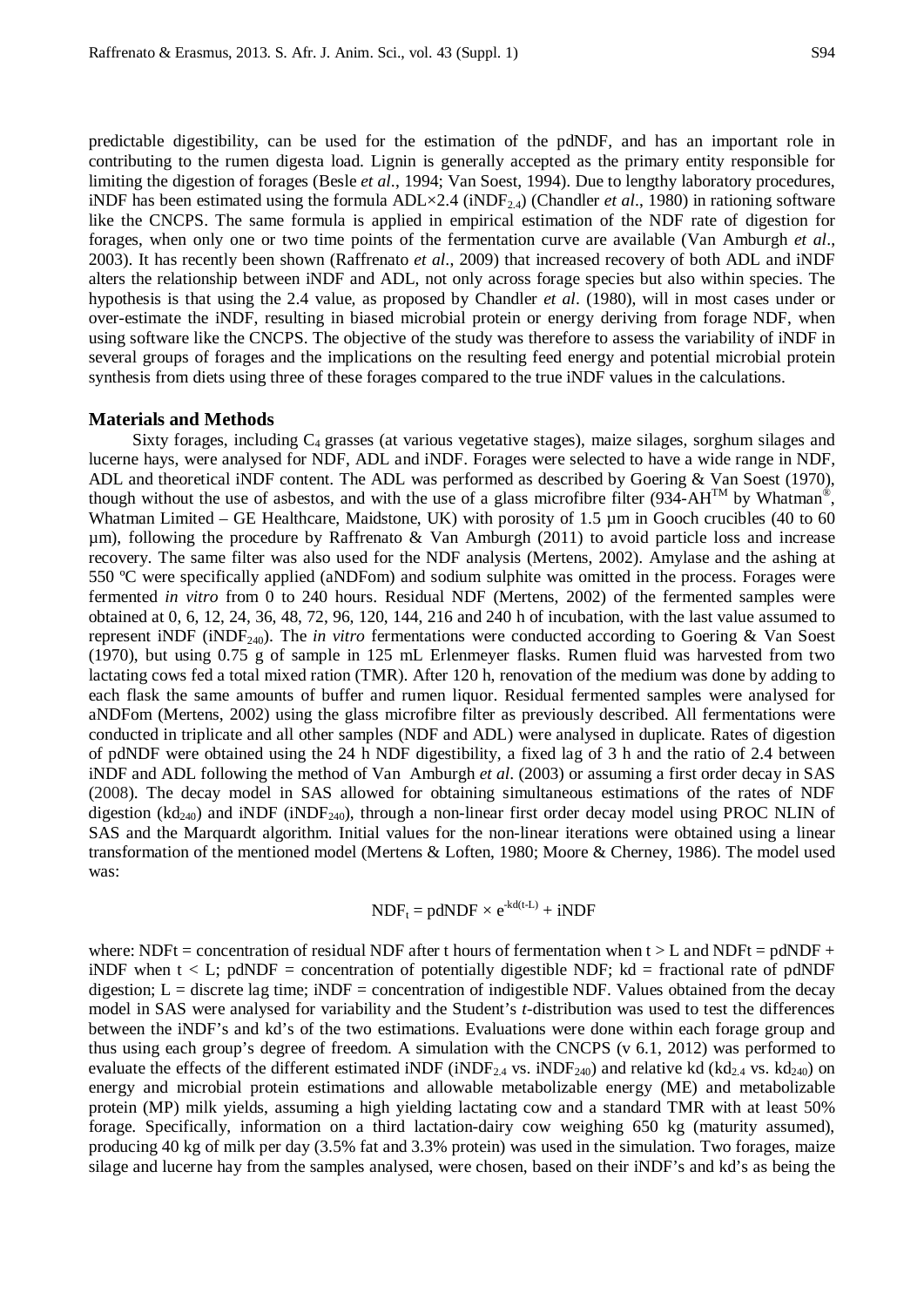predictable digestibility, can be used for the estimation of the pdNDF, and has an important role in contributing to the rumen digesta load. Lignin is generally accepted as the primary entity responsible for limiting the digestion of forages (Besle *et al*., 1994; Van Soest, 1994). Due to lengthy laboratory procedures, iNDF has been estimated using the formula ADL×2.4 ($iNDF_{2.4}$) (Chandler *et al*., 1980) in rationing software like the CNCPS. The same formula is applied in empirical estimation of the NDF rate of digestion for forages, when only one or two time points of the fermentation curve are available (Van Amburgh *et al*., 2003). It has recently been shown (Raffrenato *et al*., 2009) that increased recovery of both ADL and iNDF alters the relationship between iNDF and ADL, not only across forage species but also within species. The hypothesis is that using the 2.4 value, as proposed by Chandler *et al*. (1980), will in most cases under or over-estimate the iNDF, resulting in biased microbial protein or energy deriving from forage NDF, when using software like the CNCPS. The objective of the study was therefore to assess the variability of iNDF in several groups of forages and the implications on the resulting feed energy and potential microbial protein synthesis from diets using three of these forages compared to the true iNDF values in the calculations.

## Materials and Methods

Sixty forages, including $C_4$ grasses (at various vegetative stages), maize silages, sorghum silages and lucerne hays, were analysed for NDF, ADL and iNDF. Forages were selected to have a wide range in NDF, ADL and theoretical iNDF content. The ADL was performed as described by Goering & Van Soest (1970), though without the use of asbestos, and with the use of a glass microfibre filter (934-AH™ by Whatman®, Whatman Limited – GE Healthcare, Maidstone, UK) with porosity of 1.5 µm in Gooch crucibles (40 to 60 µm), following the procedure by Raffrenato & Van Amburgh (2011) to avoid particle loss and increase recovery. The same filter was also used for the NDF analysis (Mertens, 2002). Amylase and the ashing at 550 ºC were specifically applied (aNDFom) and sodium sulphite was omitted in the process. Forages were fermented *in vitro* from 0 to 240 hours. Residual NDF (Mertens, 2002) of the fermented samples were obtained at 0, 6, 12, 24, 36, 48, 72, 96, 120, 144, 216 and 240 h of incubation, with the last value assumed to represent iNDF ($iNDF_{240}$). The *in vitro* fermentations were conducted according to Goering & Van Soest (1970), but using 0.75 g of sample in 125 mL Erlenmeyer flasks. Rumen fluid was harvested from two lactating cows fed a total mixed ration (TMR). After 120 h, renovation of the medium was done by adding to each flask the same amounts of buffer and rumen liquor. Residual fermented samples were analysed for aNDFom (Mertens, 2002) using the glass microfibre filter as previously described. All fermentations were conducted in triplicate and all other samples (NDF and ADL) were analysed in duplicate. Rates of digestion of pdNDF were obtained using the 24 h NDF digestibility, a fixed lag of 3 h and the ratio of 2.4 between iNDF and ADL following the method of Van Amburgh *et al*. (2003) or assuming a first order decay in SAS (2008). The decay model in SAS allowed for obtaining simultaneous estimations of the rates of NDF digestion ($kd_{240}$) and iNDF ($iNDF_{240}$), through a non-linear first order decay model using PROC NLIN of SAS and the Marquardt algorithm. Initial values for the non-linear iterations were obtained using a linear transformation of the mentioned model (Mertens & Loften, 1980; Moore & Cherney, 1986). The model used was:

$$NDF_t = pdNDF \times e^{-kd(t-L)} + iNDF$$

where: NDFt = concentration of residual NDF after t hours of fermentation when $t > L$ and NDFt = pdNDF + iNDF when $t < L$; pdNDF = concentration of potentially digestible NDF; kd = fractional rate of pdNDF digestion; L = discrete lag time; iNDF = concentration of indigestible NDF. Values obtained from the decay model in SAS were analysed for variability and the Student's *t*-distribution was used to test the differences between the iNDF's and kd's of the two estimations. Evaluations were done within each forage group and thus using each group's degree of freedom. A simulation with the CNCPS (v 6.1, 2012) was performed to evaluate the effects of the different estimated iNDF ($iNDF_{2.4}$ vs. $iNDF_{240}$) and relative kd ($kd_{2.4}$ vs. $kd_{240}$) on energy and microbial protein estimations and allowable metabolizable energy (ME) and metabolizable protein (MP) milk yields, assuming a high yielding lactating cow and a standard TMR with at least 50% forage. Specifically, information on a third lactation-dairy cow weighing 650 kg (maturity assumed), producing 40 kg of milk per day (3.5% fat and 3.3% protein) was used in the simulation. Two forages, maize silage and lucerne hay from the samples analysed, were chosen, based on their iNDF's and kd's as being the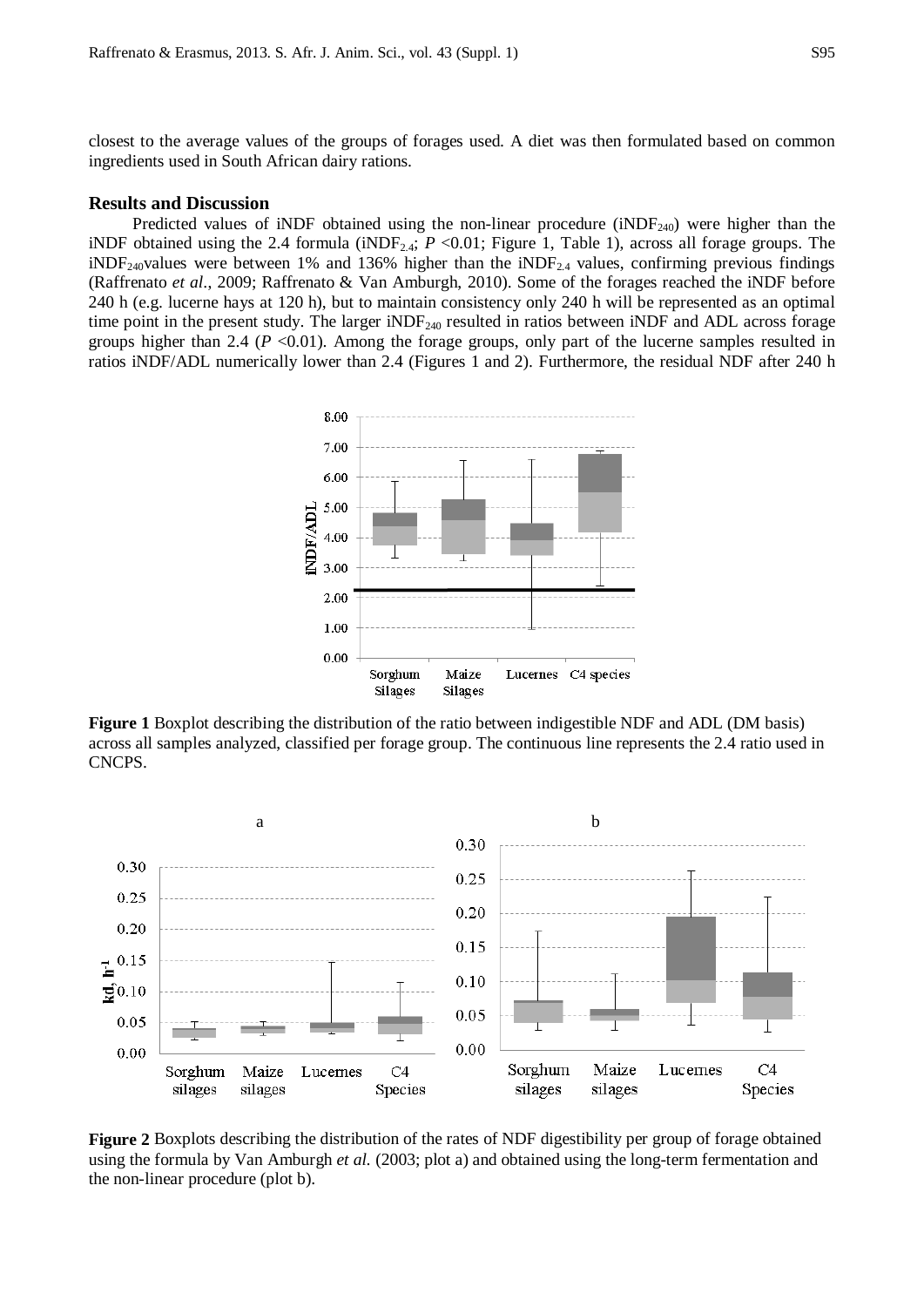closest to the average values of the groups of forages used. A diet was then formulated based on common ingredients used in South African dairy rations.

## Results and Discussion

Predicted values of iNDF obtained using the non-linear procedure ($iNDF_{240}$) were higher than the iNDF obtained using the 2.4 formula ($iNDF_{2.4}$; $P$ <0.01; Figure 1, Table 1), across all forage groups. The $iNDF_{240}$values were between 1% and 136% higher than the $iNDF_{2.4}$ values, confirming previous findings (Raffrenato *et al*., 2009; Raffrenato & Van Amburgh, 2010). Some of the forages reached the iNDF before 240 h (e.g. lucerne hays at 120 h), but to maintain consistency only 240 h will be represented as an optimal time point in the present study. The larger $iNDF_{240}$ resulted in ratios between iNDF and ADL across forage groups higher than 2.4 ($P$ <0.01). Among the forage groups, only part of the lucerne samples resulted in ratios iNDF/ADL numerically lower than 2.4 (Figures 1 and 2). Furthermore, the residual NDF after 240 h

**Figure 1** Boxplot describing the distribution of the ratio between indigestible NDF and ADL (DM basis) across all samples analyzed, classified per forage group. The continuous line represents the 2.4 ratio used in CNCPS.

**Figure 2** Boxplots describing the distribution of the rates of NDF digestibility per group of forage obtained using the formula by Van Amburgh *et al.* (2003; plot a) and obtained using the long-term fermentation and the non-linear procedure (plot b).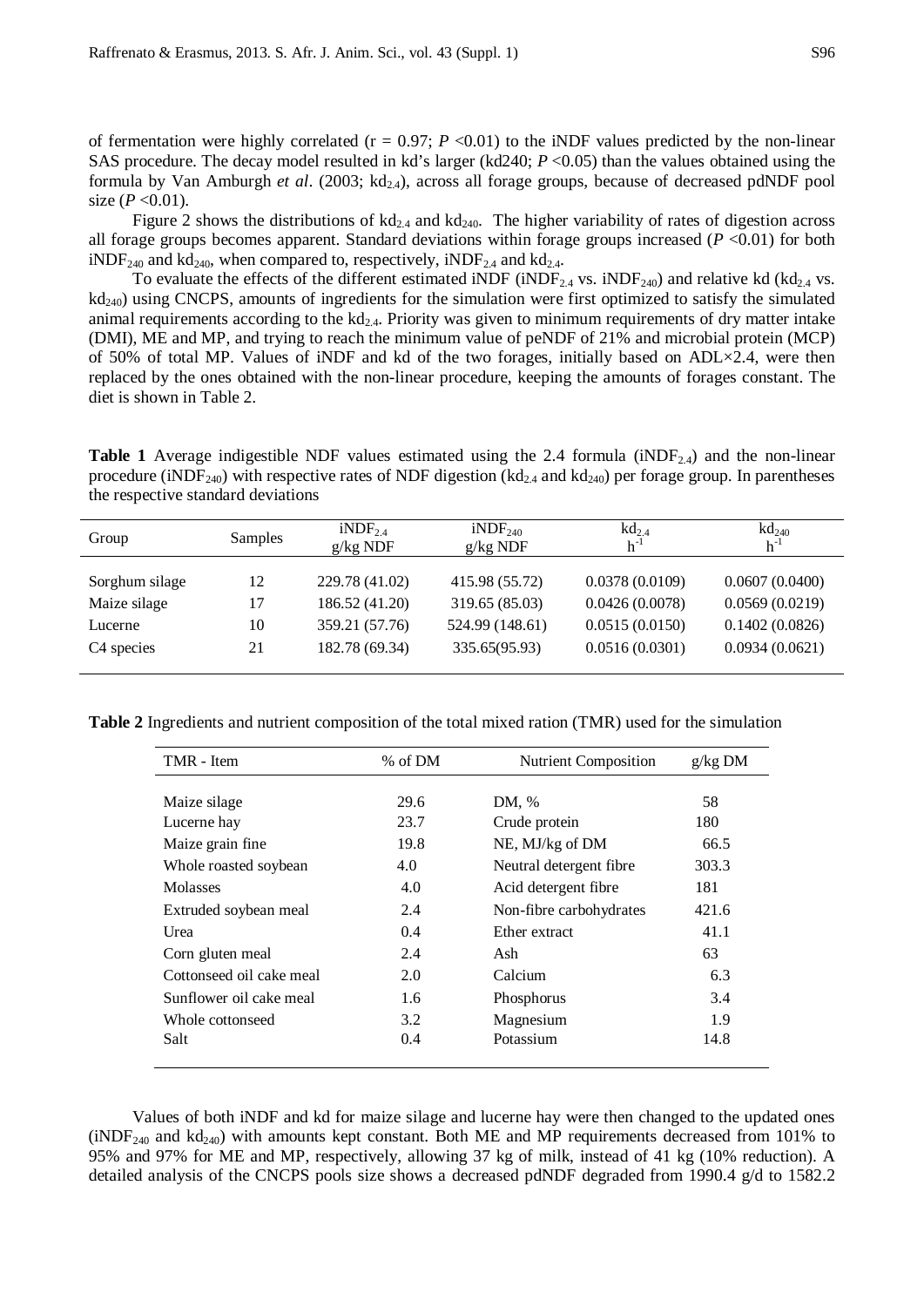of fermentation were highly correlated ($r = 0.97$; $P < 0.01$) to the iNDF values predicted by the non-linear SAS procedure. The decay model resulted in kd's larger ($kd_{240}$; $P < 0.05$) than the values obtained using the formula by Van Amburgh *et al*. (2003; $kd_{2.4}$), across all forage groups, because of decreased pdNDF pool size ($P < 0.01$).

Figure 2 shows the distributions of $kd_{2.4}$ and $kd_{240}$. The higher variability of rates of digestion across all forage groups becomes apparent. Standard deviations within forage groups increased ($P < 0.01$) for both $iNDF_{240}$ and $kd_{240}$, when compared to, respectively, $iNDF_{2.4}$ and $kd_{2.4}$.

To evaluate the effects of the different estimated iNDF ($iNDF_{2.4}$ vs. $iNDF_{240}$) and relative kd ($kd_{2.4}$ vs. $kd_{240}$) using CNCPS, amounts of ingredients for the simulation were first optimized to satisfy the simulated animal requirements according to the $kd_{2.4}$. Priority was given to minimum requirements of dry matter intake (DMI), ME and MP, and trying to reach the minimum value of peNDF of 21% and microbial protein (MCP) of 50% of total MP. Values of iNDF and kd of the two forages, initially based on ADL×2.4, were then replaced by the ones obtained with the non-linear procedure, keeping the amounts of forages constant. The diet is shown in Table 2.

**Table 1** Average indigestible NDF values estimated using the 2.4 formula ($iNDF_{2.4}$) and the non-linear procedure ($iNDF_{240}$) with respective rates of NDF digestion ($kd_{2.4}$ and $kd_{240}$) per forage group. In parentheses the respective standard deviations

| Group | Samples | $iNDF_{2.4}$ g/kg NDF | $iNDF_{240}$ g/kg NDF | $kd_{2.4}$ $h^{-1}$ | $kd_{240}$ $h^{-1}$ |
|---|---|---|---|---|---|
| Sorghum silage | 12 | 229.78 (41.02) | 415.98 (55.72) | 0.0378 (0.0109) | 0.0607 (0.0400) |
| Maize silage | 17 | 186.52 (41.20) | 319.65 (85.03) | 0.0426 (0.0078) | 0.0569 (0.0219) |
| Lucerne | 10 | 359.21 (57.76) | 524.99 (148.61) | 0.0515 (0.0150) | 0.1402 (0.0826) |
| C4 species | 21 | 182.78 (69.34) | 335.65(95.93) | 0.0516 (0.0301) | 0.0934 (0.0621) |

**Table 2** Ingredients and nutrient composition of the total mixed ration (TMR) used for the simulation

| TMR - Item | % of DM | Nutrient Composition | g/kg DM |
|---|---|---|---|
| Maize silage | 29.6 | DM, % | 58 |
| Lucerne hay | 23.7 | Crude protein | 180 |
| Maize grain fine | 19.8 | NE, MJ/kg of DM | 66.5 |
| Whole roasted soybean | 4.0 | Neutral detergent fibre | 303.3 |
| Molasses | 4.0 | Acid detergent fibre | 181 |
| Extruded soybean meal | 2.4 | Non-fibre carbohydrates | 421.6 |
| Urea | 0.4 | Ether extract | 41.1 |
| Corn gluten meal | 2.4 | Ash | 63 |
| Cottonseed oil cake meal | 2.0 | Calcium | 6.3 |
| Sunflower oil cake meal | 1.6 | Phosphorus | 3.4 |
| Whole cottonseed | 3.2 | Magnesium | 1.9 |
| Salt | 0.4 | Potassium | 14.8 |

Values of both iNDF and kd for maize silage and lucerne hay were then changed to the updated ones ($iNDF_{240}$ and $kd_{240}$) with amounts kept constant. Both ME and MP requirements decreased from 101% to 95% and 97% for ME and MP, respectively, allowing 37 kg of milk, instead of 41 kg (10% reduction). A detailed analysis of the CNCPS pools size shows a decreased pdNDF degraded from 1990.4 g/d to 1582.2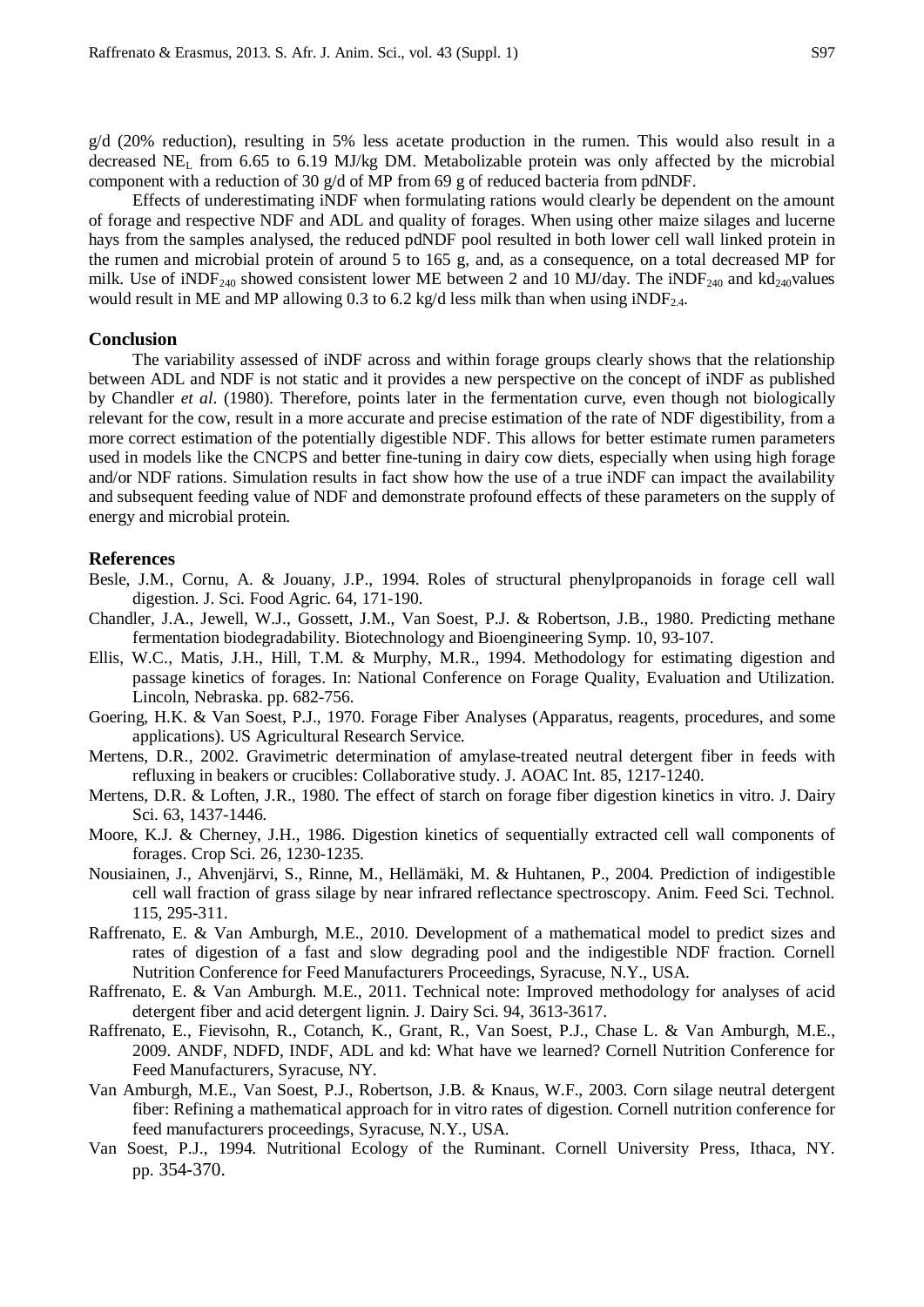g/d (20% reduction), resulting in 5% less acetate production in the rumen. This would also result in a decreased $NE_L$ from 6.65 to 6.19 MJ/kg DM. Metabolizable protein was only affected by the microbial component with a reduction of 30 g/d of MP from 69 g of reduced bacteria from pdNDF.

Effects of underestimating iNDF when formulating rations would clearly be dependent on the amount of forage and respective NDF and ADL and quality of forages. When using other maize silages and lucerne hays from the samples analysed, the reduced pdNDF pool resulted in both lower cell wall linked protein in the rumen and microbial protein of around 5 to 165 g, and, as a consequence, on a total decreased MP for milk. Use of $iNDF_{240}$ showed consistent lower ME between 2 and 10 MJ/day. The $iNDF_{240}$ and $kd_{240}$values would result in ME and MP allowing 0.3 to 6.2 kg/d less milk than when using $iNDF_{2.4}$.

## Conclusion

The variability assessed of iNDF across and within forage groups clearly shows that the relationship between ADL and NDF is not static and it provides a new perspective on the concept of iNDF as published by Chandler *et al*. (1980). Therefore, points later in the fermentation curve, even though not biologically relevant for the cow, result in a more accurate and precise estimation of the rate of NDF digestibility, from a more correct estimation of the potentially digestible NDF. This allows for better estimate rumen parameters used in models like the CNCPS and better fine-tuning in dairy cow diets, especially when using high forage and/or NDF rations. Simulation results in fact show how the use of a true iNDF can impact the availability and subsequent feeding value of NDF and demonstrate profound effects of these parameters on the supply of energy and microbial protein.

## References

Besle, J.M., Cornu, A. & Jouany, J.P., 1994. Roles of structural phenylpropanoids in forage cell wall digestion. J. Sci. Food Agric. 64, 171-190.

Chandler, J.A., Jewell, W.J., Gossett, J.M., Van Soest, P.J. & Robertson, J.B., 1980. Predicting methane fermentation biodegradability. Biotechnology and Bioengineering Symp. 10, 93-107.

Ellis, W.C., Matis, J.H., Hill, T.M. & Murphy, M.R., 1994. Methodology for estimating digestion and passage kinetics of forages. In: National Conference on Forage Quality, Evaluation and Utilization. Lincoln, Nebraska. pp. 682-756.

Goering, H.K. & Van Soest, P.J., 1970. Forage Fiber Analyses (Apparatus, reagents, procedures, and some applications). US Agricultural Research Service.

Mertens, D.R., 2002. Gravimetric determination of amylase-treated neutral detergent fiber in feeds with refluxing in beakers or crucibles: Collaborative study. J. AOAC Int. 85, 1217-1240.

Mertens, D.R. & Loften, J.R., 1980. The effect of starch on forage fiber digestion kinetics in vitro. J. Dairy Sci. 63, 1437-1446.

Moore, K.J. & Cherney, J.H., 1986. Digestion kinetics of sequentially extracted cell wall components of forages. Crop Sci. 26, 1230-1235.

Nousiainen, J., Ahvenjärvi, S., Rinne, M., Hellämäki, M. & Huhtanen, P., 2004. Prediction of indigestible cell wall fraction of grass silage by near infrared reflectance spectroscopy. Anim. Feed Sci. Technol. 115, 295-311.

Raffrenato, E. & Van Amburgh, M.E., 2010. Development of a mathematical model to predict sizes and rates of digestion of a fast and slow degrading pool and the indigestible NDF fraction. Cornell Nutrition Conference for Feed Manufacturers Proceedings, Syracuse, N.Y., USA.

Raffrenato, E. & Van Amburgh. M.E., 2011. Technical note: Improved methodology for analyses of acid detergent fiber and acid detergent lignin. J. Dairy Sci. 94, 3613-3617.

Raffrenato, E., Fievisohn, R., Cotanch, K., Grant, R., Van Soest, P.J., Chase L. & Van Amburgh, M.E., 2009. ANDF, NDFD, INDF, ADL and kd: What have we learned? Cornell Nutrition Conference for Feed Manufacturers, Syracuse, NY.

Van Amburgh, M.E., Van Soest, P.J., Robertson, J.B. & Knaus, W.F., 2003. Corn silage neutral detergent fiber: Refining a mathematical approach for in vitro rates of digestion. Cornell nutrition conference for feed manufacturers proceedings, Syracuse, N.Y., USA.

Van Soest, P.J., 1994. Nutritional Ecology of the Ruminant. Cornell University Press, Ithaca, NY. pp. 354-370.